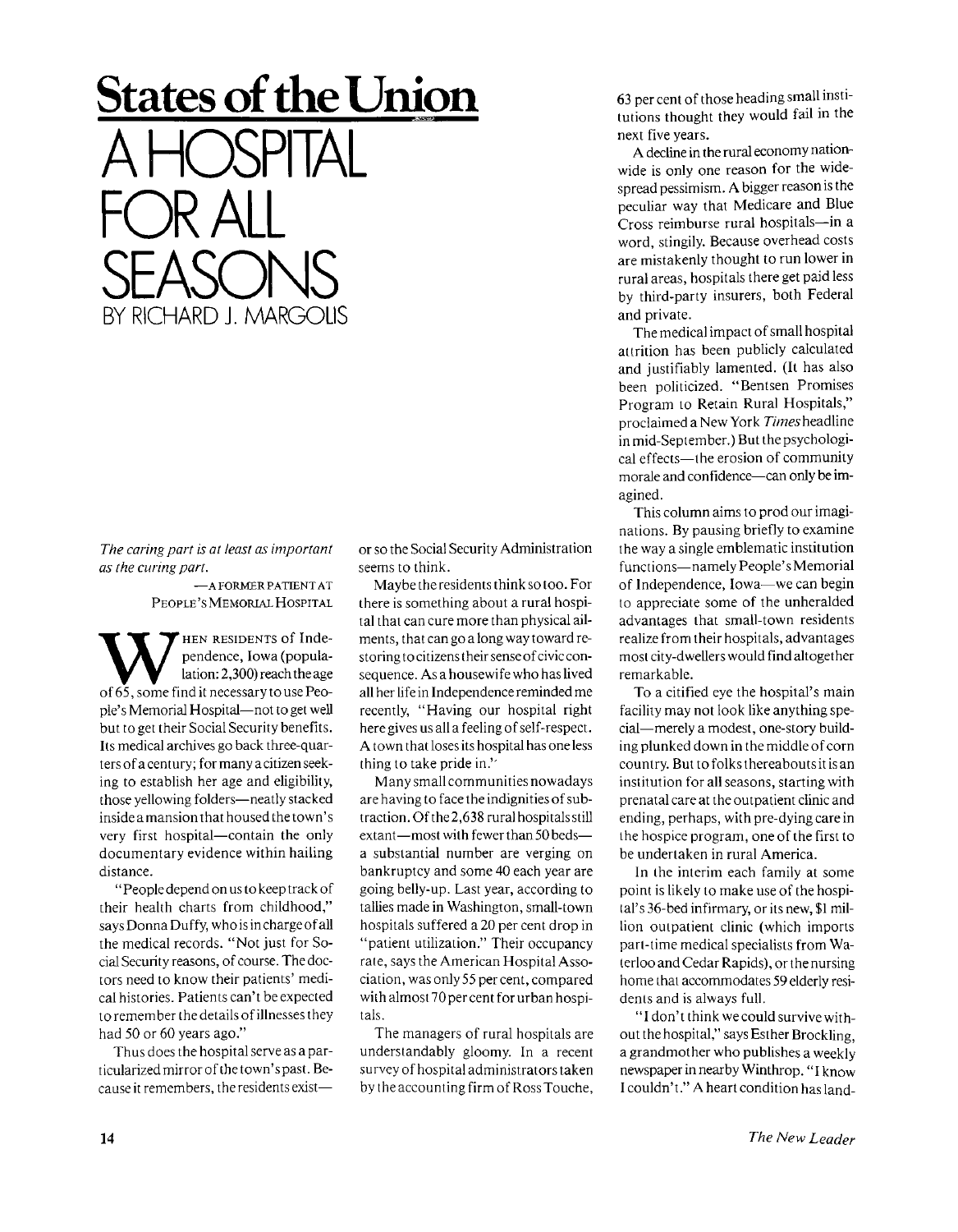# States of the Union

# A HOSPITAL FOR ALL SEASONS

BY RICHARD J. MARGOLIS

*The caring part is at least as important as the curing part.*

—A FORMER PATIENT AT PEOPLE'S MEMORIAL HOSPITAL

When residents of Independence, Iowa (population: 2,300) reach the age of 65, some find it necessary to use People's Memorial Hospital—not to get well but to get their Social Security benefits. Its medical archives go back three-quarters of a century; for many a citizen seeking to establish her age and eligibility, those yellowing folders—neatly stacked inside a mansion that housed the town's very first hospital—contain the only documentary evidence within hailing distance.

"People depend on us to keep track of their health charts from childhood," says Donna Duffy, who is in charge of all the medical records. "Not just for Social Security reasons, of course. The doctors need to know their patients' medical histories. Patients can't be expected to remember the details of illnesses they had 50 or 60 years ago."

Thus does the hospital serve as a particularized mirror of the town's past. Because it remembers, the residents exist—or so the Social Security Administration seems to think.

Maybe the residents think so too. For there is something about a rural hospital that can cure more than physical ailments, that can go a long way toward restoring to citizens their sense of civic consequence. As a housewife who has lived all her life in Independence reminded me recently, "Having our hospital right here gives us all a feeling of self-respect. A town that loses its hospital has one less thing to take pride in."

Many small communities nowadays are having to face the indignities of subtraction. Of the 2,638 rural hospitals still extant—most with fewer than 50 beds—a substantial number are verging on bankruptcy and some 40 each year are going belly-up. Last year, according to tallies made in Washington, small-town hospitals suffered a 20 per cent drop in "patient utilization." Their occupancy rate, says the American Hospital Association, was only 55 per cent, compared with almost 70 per cent for urban hospitals.

The managers of rural hospitals are understandably gloomy. In a recent survey of hospital administrators taken by the accounting firm of Ross Touche, 63 per cent of those heading small institutions thought they would fail in the next five years.

A decline in the rural economy nationwide is only one reason for the widespread pessimism. A bigger reason is the peculiar way that Medicare and Blue Cross reimburse rural hospitals—in a word, stingily. Because overhead costs are mistakenly thought to run lower in rural areas, hospitals there get paid less by third-party insurers, both Federal and private.

The medical impact of small hospital attrition has been publicly calculated and justifiably lamented. (It has also been politicized. "Bentsen Promises Program to Retain Rural Hospitals," proclaimed a New York *Times* headline in mid-September.) But the psychological effects—the erosion of community morale and confidence—can only be imagined.

This column aims to prod our imaginations. By pausing briefly to examine the way a single emblematic institution functions—namely People's Memorial of Independence, Iowa—we can begin to appreciate some of the unheralded advantages that small-town residents realize from their hospitals, advantages most city-dwellers would find altogether remarkable.

To a citified eye the hospital's main facility may not look like anything special—merely a modest, one-story building plunked down in the middle of corn country. But to folks thereabouts it is an institution for all seasons, starting with prenatal care at the outpatient clinic and ending, perhaps, with pre-dying care in the hospice program, one of the first to be undertaken in rural America.

In the interim each family at some point is likely to make use of the hospital's 36-bed infirmary, or its new, $1 million outpatient clinic (which imports part-time medical specialists from Waterloo and Cedar Rapids), or the nursing home that accommodates 59 elderly residents and is always full.

"I don't think we could survive without the hospital," says Esther Brockling, a grandmother who publishes a weekly newspaper in nearby Winthrop. "I know I couldn't." A heart condition has land-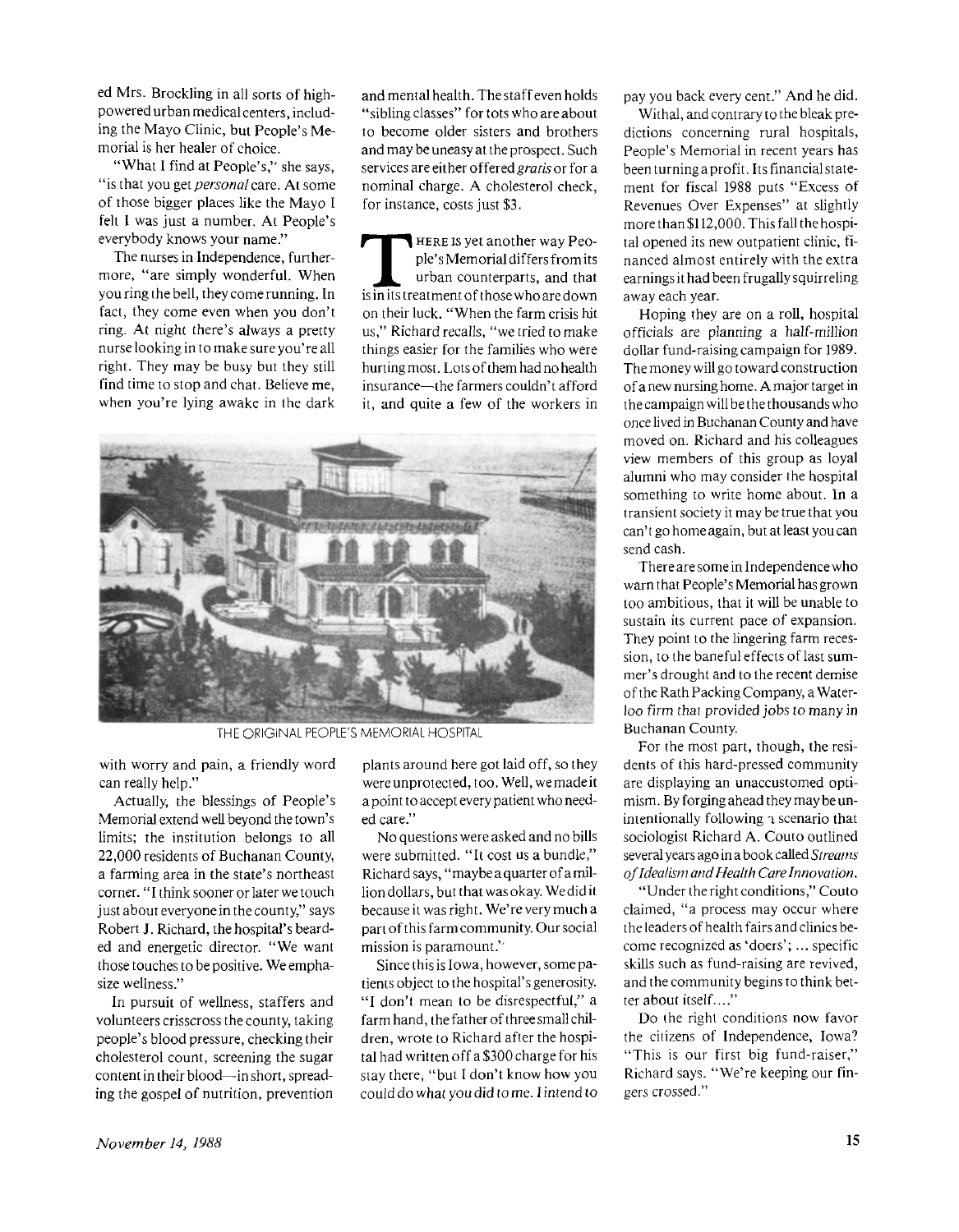ed Mrs. Brockling in all sorts of high-powered urban medical centers, including the Mayo Clinic, but People's Memorial is her healer of choice.

"What I find at People's," she says, "is that you get *personal* care. At some of those bigger places like the Mayo I felt I was just a number. At People's everybody knows your name."

The nurses in Independence, furthermore, "are simply wonderful. When you ring the bell, they come running. In fact, they come even when you don't ring. At night there's always a pretty nurse looking in to make sure you're all right. They may be busy but they still find time to stop and chat. Believe me, when you're lying awake in the dark with worry and pain, a friendly word can really help."

Actually, the blessings of People's Memorial extend well beyond the town's limits; the institution belongs to all 22,000 residents of Buchanan County, a farming area in the state's northeast corner. "I think sooner or later we touch just about everyone in the county," says Robert J. Richard, the hospital's bearded and energetic director. "We want those touches to be positive. We emphasize wellness."

In pursuit of wellness, staffers and volunteers crisscross the county, taking people's blood pressure, checking their cholesterol count, screening the sugar content in their blood—in short, spreading the gospel of nutrition, prevention and mental health. The staff even holds "sibling classes" for tots who are about to become older sisters and brothers and may be uneasy at the prospect. Such services are either offered *gratis* or for a nominal charge. A cholesterol check, for instance, costs just $3.

THERE IS yet another way People's Memorial differs from its urban counterparts, and that is in its treatment of those who are down on their luck. "When the farm crisis hit us," Richard recalls, "we tried to make things easier for the families who were hurting most. Lots of them had no health insurance—the farmers couldn't afford it, and quite a few of the workers in plants around here got laid off, so they were unprotected, too. Well, we made it a point to accept every patient who needed care."

THE ORIGINAL PEOPLE'S MEMORIAL HOSPITAL

No questions were asked and no bills were submitted. "It cost us a bundle," Richard says, "maybe a quarter of a million dollars, but that was okay. We did it because it was right. We're very much a part of this farm community. Our social mission is paramount."

Since this is Iowa, however, some patients object to the hospital's generosity. "I don't mean to be disrespectful," a farm hand, the father of three small children, wrote to Richard after the hospital had written off a $300 charge for his stay there, "but I don't know how you could do what you did to me. I intend to pay you back every cent." And he did.

Withal, and contrary to the bleak predictions concerning rural hospitals, People's Memorial in recent years has been turning a profit. Its financial statement for fiscal 1988 puts "Excess of Revenues Over Expenses" at slightly more than $112,000. This fall the hospital opened its new outpatient clinic, financed almost entirely with the extra earnings it had been frugally squirreling away each year.

Hoping they are on a roll, hospital officials are planning a half-million dollar fund-raising campaign for 1989. The money will go toward construction of a new nursing home. A major target in the campaign will be the thousands who once lived in Buchanan County and have moved on. Richard and his colleagues view members of this group as loyal alumni who may consider the hospital something to write home about. In a transient society it may be true that you can't go home again, but at least you can send cash.

There are some in Independence who warn that People's Memorial has grown too ambitious, that it will be unable to sustain its current pace of expansion. They point to the lingering farm recession, to the baneful effects of last summer's drought and to the recent demise of the Rath Packing Company, a Waterloo firm that provided jobs to many in Buchanan County.

For the most part, though, the residents of this hard-pressed community are displaying an unaccustomed optimism. By forging ahead they may be unintentionally following a scenario that sociologist Richard A. Couto outlined several years ago in a book called *Streams of Idealism and Health Care Innovation*.

"Under the right conditions," Couto claimed, "a process may occur where the leaders of health fairs and clinics become recognized as 'doers'; ... specific skills such as fund-raising are revived, and the community begins to think better about itself...."

Do the right conditions now favor the citizens of Independence, Iowa? "This is our first big fund-raiser," Richard says. "We're keeping our fingers crossed."